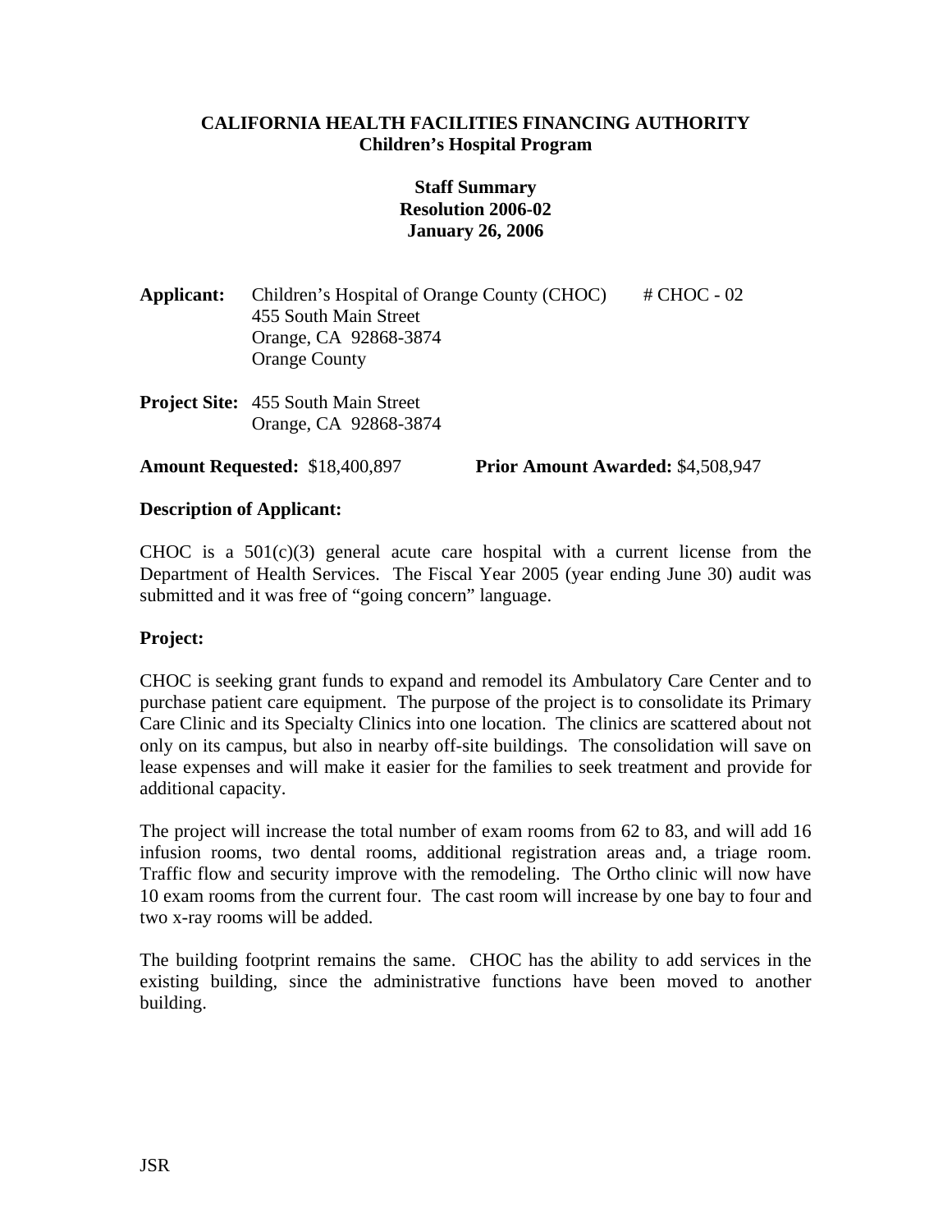**CALIFORNIA HEALTH FACILITIES FINANCING AUTHORITY**
**Children's Hospital Program**

**Staff Summary**
**Resolution 2006-02**
**January 26, 2006**

**Applicant:** Children's Hospital of Orange County (CHOC) # CHOC - 02
455 South Main Street
Orange, CA 92868-3874
Orange County

**Project Site:** 455 South Main Street
Orange, CA 92868-3874

**Amount Requested:** $18,400,897 **Prior Amount Awarded:** $4,508,947

**Description of Applicant:**

CHOC is a 501(c)(3) general acute care hospital with a current license from the Department of Health Services. The Fiscal Year 2005 (year ending June 30) audit was submitted and it was free of "going concern" language.

**Project:**

CHOC is seeking grant funds to expand and remodel its Ambulatory Care Center and to purchase patient care equipment. The purpose of the project is to consolidate its Primary Care Clinic and its Specialty Clinics into one location. The clinics are scattered about not only on its campus, but also in nearby off-site buildings. The consolidation will save on lease expenses and will make it easier for the families to seek treatment and provide for additional capacity.

The project will increase the total number of exam rooms from 62 to 83, and will add 16 infusion rooms, two dental rooms, additional registration areas and, a triage room. Traffic flow and security improve with the remodeling. The Ortho clinic will now have 10 exam rooms from the current four. The cast room will increase by one bay to four and two x-ray rooms will be added.

The building footprint remains the same. CHOC has the ability to add services in the existing building, since the administrative functions have been moved to another building.

JSR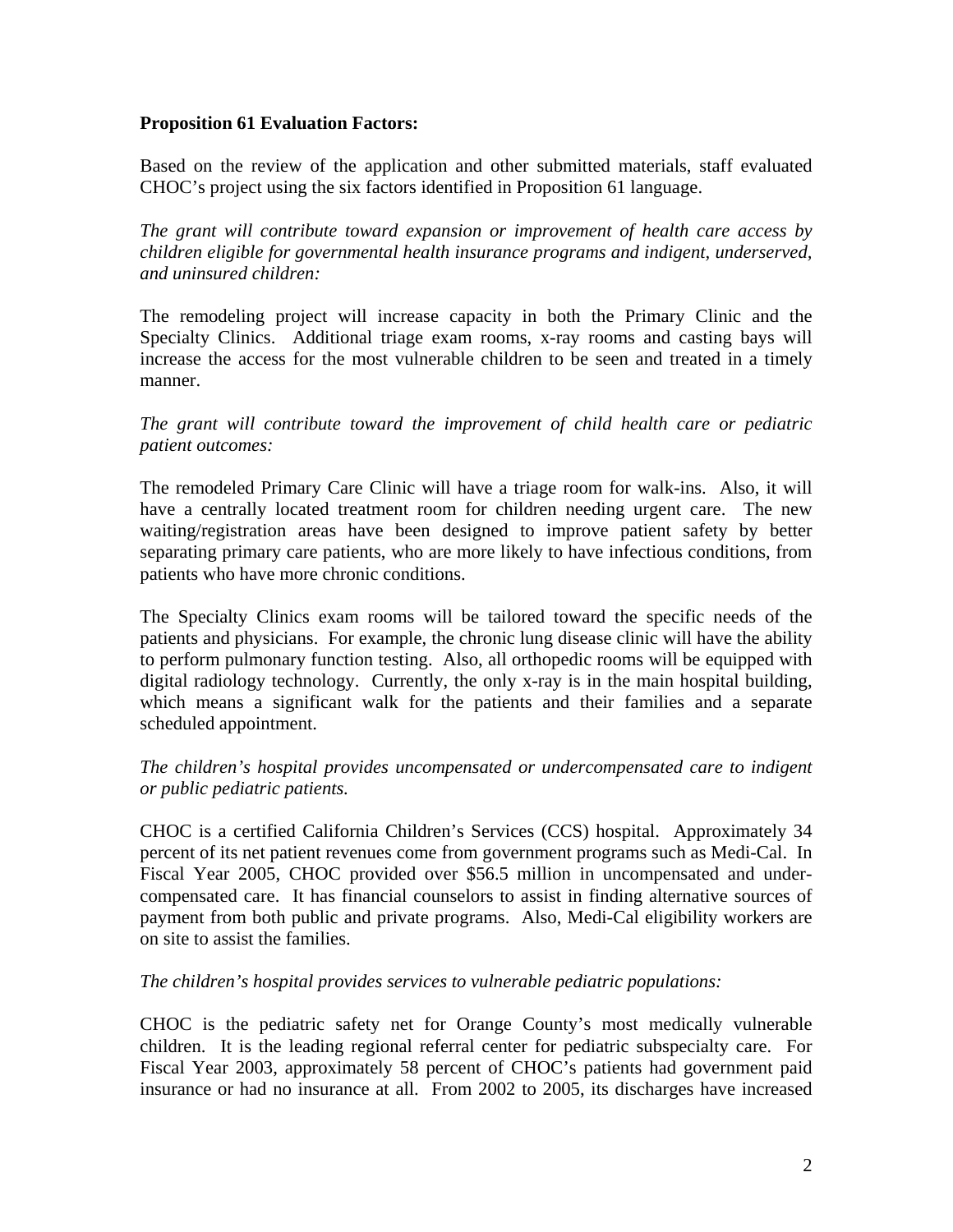**Proposition 61 Evaluation Factors:**

Based on the review of the application and other submitted materials, staff evaluated CHOC's project using the six factors identified in Proposition 61 language.

*The grant will contribute toward expansion or improvement of health care access by children eligible for governmental health insurance programs and indigent, underserved, and uninsured children:*

The remodeling project will increase capacity in both the Primary Clinic and the Specialty Clinics. Additional triage exam rooms, x-ray rooms and casting bays will increase the access for the most vulnerable children to be seen and treated in a timely manner.

*The grant will contribute toward the improvement of child health care or pediatric patient outcomes:*

The remodeled Primary Care Clinic will have a triage room for walk-ins. Also, it will have a centrally located treatment room for children needing urgent care. The new waiting/registration areas have been designed to improve patient safety by better separating primary care patients, who are more likely to have infectious conditions, from patients who have more chronic conditions.

The Specialty Clinics exam rooms will be tailored toward the specific needs of the patients and physicians. For example, the chronic lung disease clinic will have the ability to perform pulmonary function testing. Also, all orthopedic rooms will be equipped with digital radiology technology. Currently, the only x-ray is in the main hospital building, which means a significant walk for the patients and their families and a separate scheduled appointment.

*The children's hospital provides uncompensated or undercompensated care to indigent or public pediatric patients.*

CHOC is a certified California Children's Services (CCS) hospital. Approximately 34 percent of its net patient revenues come from government programs such as Medi-Cal. In Fiscal Year 2005, CHOC provided over $56.5 million in uncompensated and under-compensated care. It has financial counselors to assist in finding alternative sources of payment from both public and private programs. Also, Medi-Cal eligibility workers are on site to assist the families.

*The children's hospital provides services to vulnerable pediatric populations:*

CHOC is the pediatric safety net for Orange County's most medically vulnerable children. It is the leading regional referral center for pediatric subspecialty care. For Fiscal Year 2003, approximately 58 percent of CHOC's patients had government paid insurance or had no insurance at all. From 2002 to 2005, its discharges have increased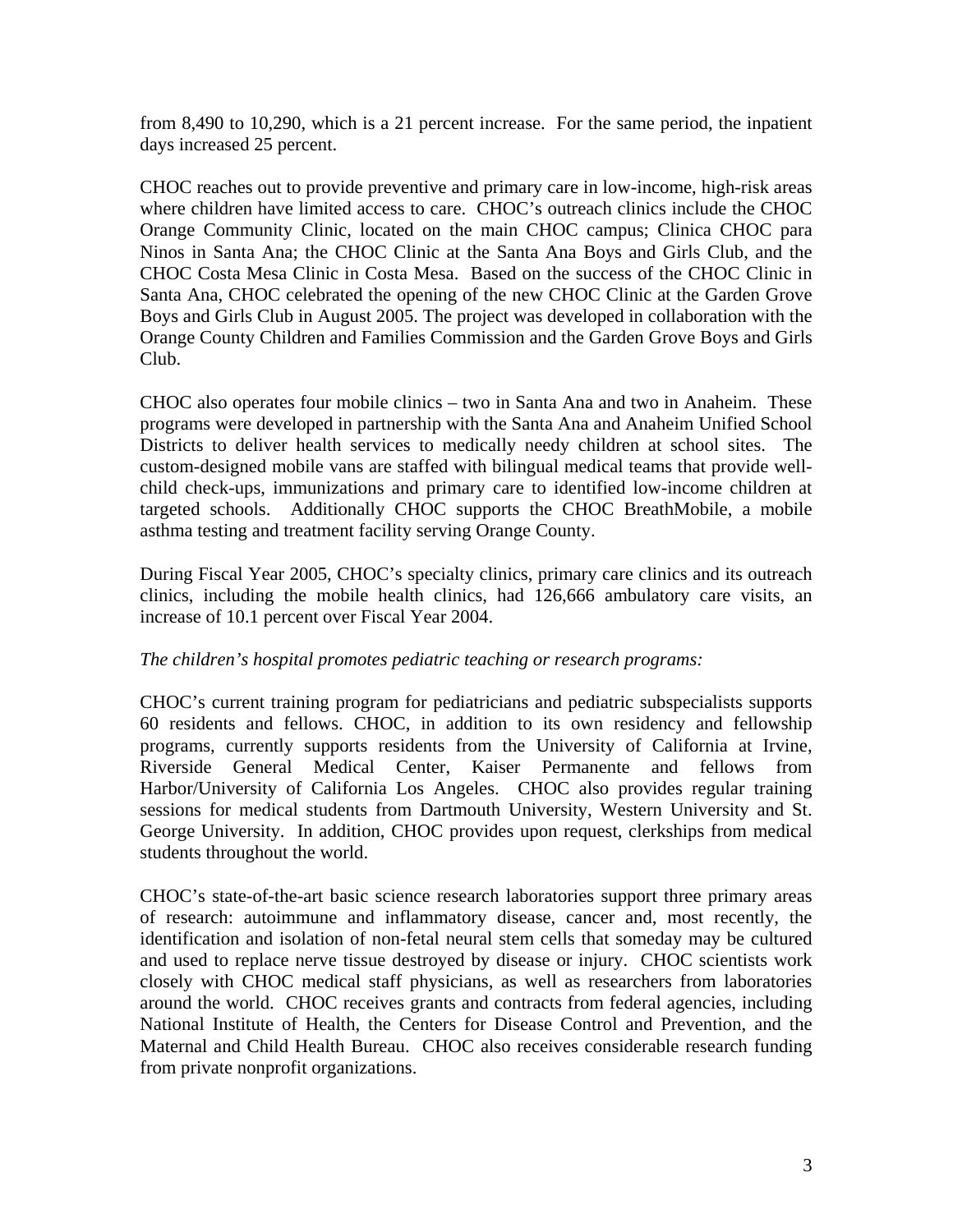from 8,490 to 10,290, which is a 21 percent increase. For the same period, the inpatient days increased 25 percent.

CHOC reaches out to provide preventive and primary care in low-income, high-risk areas where children have limited access to care. CHOC's outreach clinics include the CHOC Orange Community Clinic, located on the main CHOC campus; Clinica CHOC para Ninos in Santa Ana; the CHOC Clinic at the Santa Ana Boys and Girls Club, and the CHOC Costa Mesa Clinic in Costa Mesa. Based on the success of the CHOC Clinic in Santa Ana, CHOC celebrated the opening of the new CHOC Clinic at the Garden Grove Boys and Girls Club in August 2005. The project was developed in collaboration with the Orange County Children and Families Commission and the Garden Grove Boys and Girls Club.

CHOC also operates four mobile clinics – two in Santa Ana and two in Anaheim. These programs were developed in partnership with the Santa Ana and Anaheim Unified School Districts to deliver health services to medically needy children at school sites. The custom-designed mobile vans are staffed with bilingual medical teams that provide well-child check-ups, immunizations and primary care to identified low-income children at targeted schools. Additionally CHOC supports the CHOC BreathMobile, a mobile asthma testing and treatment facility serving Orange County.

During Fiscal Year 2005, CHOC's specialty clinics, primary care clinics and its outreach clinics, including the mobile health clinics, had 126,666 ambulatory care visits, an increase of 10.1 percent over Fiscal Year 2004.

*The children's hospital promotes pediatric teaching or research programs:*

CHOC's current training program for pediatricians and pediatric subspecialists supports 60 residents and fellows. CHOC, in addition to its own residency and fellowship programs, currently supports residents from the University of California at Irvine, Riverside General Medical Center, Kaiser Permanente and fellows from Harbor/University of California Los Angeles. CHOC also provides regular training sessions for medical students from Dartmouth University, Western University and St. George University. In addition, CHOC provides upon request, clerkships from medical students throughout the world.

CHOC's state-of-the-art basic science research laboratories support three primary areas of research: autoimmune and inflammatory disease, cancer and, most recently, the identification and isolation of non-fetal neural stem cells that someday may be cultured and used to replace nerve tissue destroyed by disease or injury. CHOC scientists work closely with CHOC medical staff physicians, as well as researchers from laboratories around the world. CHOC receives grants and contracts from federal agencies, including National Institute of Health, the Centers for Disease Control and Prevention, and the Maternal and Child Health Bureau. CHOC also receives considerable research funding from private nonprofit organizations.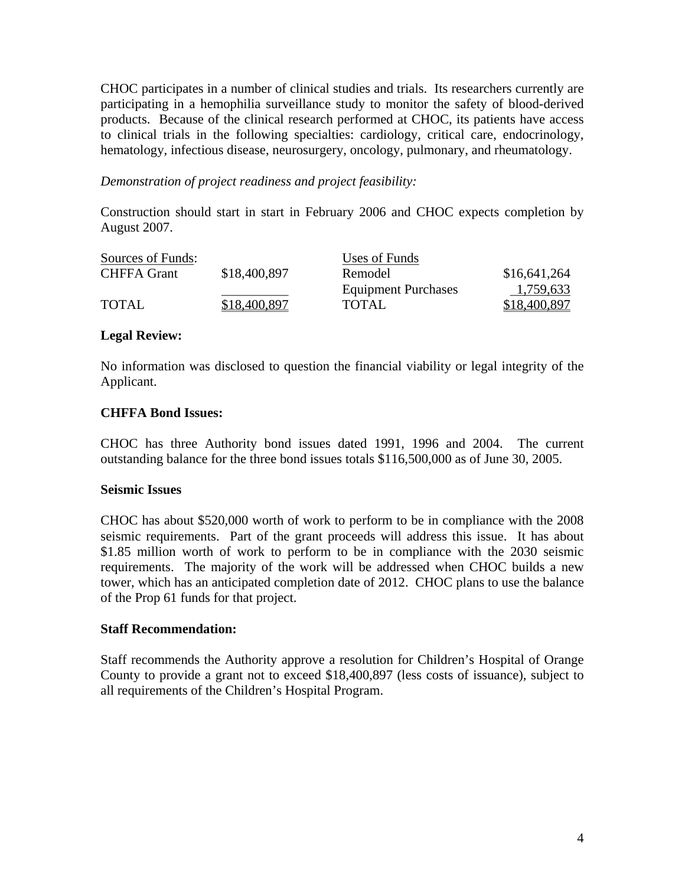CHOC participates in a number of clinical studies and trials. Its researchers currently are participating in a hemophilia surveillance study to monitor the safety of blood-derived products. Because of the clinical research performed at CHOC, its patients have access to clinical trials in the following specialties: cardiology, critical care, endocrinology, hematology, infectious disease, neurosurgery, oncology, pulmonary, and rheumatology.

*Demonstration of project readiness and project feasibility:*

Construction should start in start in February 2006 and CHOC expects completion by August 2007.

| Sources of Funds: | | Uses of Funds | |
|---|---|---|---|
| CHFFA Grant | $18,400,897 | Remodel | $16,641,264 |
| | | Equipment Purchases | 1,759,633 |
| TOTAL | $18,400,897 | TOTAL | $18,400,897 |

**Legal Review:**

No information was disclosed to question the financial viability or legal integrity of the Applicant.

**CHFFA Bond Issues:**

CHOC has three Authority bond issues dated 1991, 1996 and 2004. The current outstanding balance for the three bond issues totals $116,500,000 as of June 30, 2005.

**Seismic Issues**

CHOC has about $520,000 worth of work to perform to be in compliance with the 2008 seismic requirements. Part of the grant proceeds will address this issue. It has about $1.85 million worth of work to perform to be in compliance with the 2030 seismic requirements. The majority of the work will be addressed when CHOC builds a new tower, which has an anticipated completion date of 2012. CHOC plans to use the balance of the Prop 61 funds for that project.

**Staff Recommendation:**

Staff recommends the Authority approve a resolution for Children's Hospital of Orange County to provide a grant not to exceed $18,400,897 (less costs of issuance), subject to all requirements of the Children's Hospital Program.